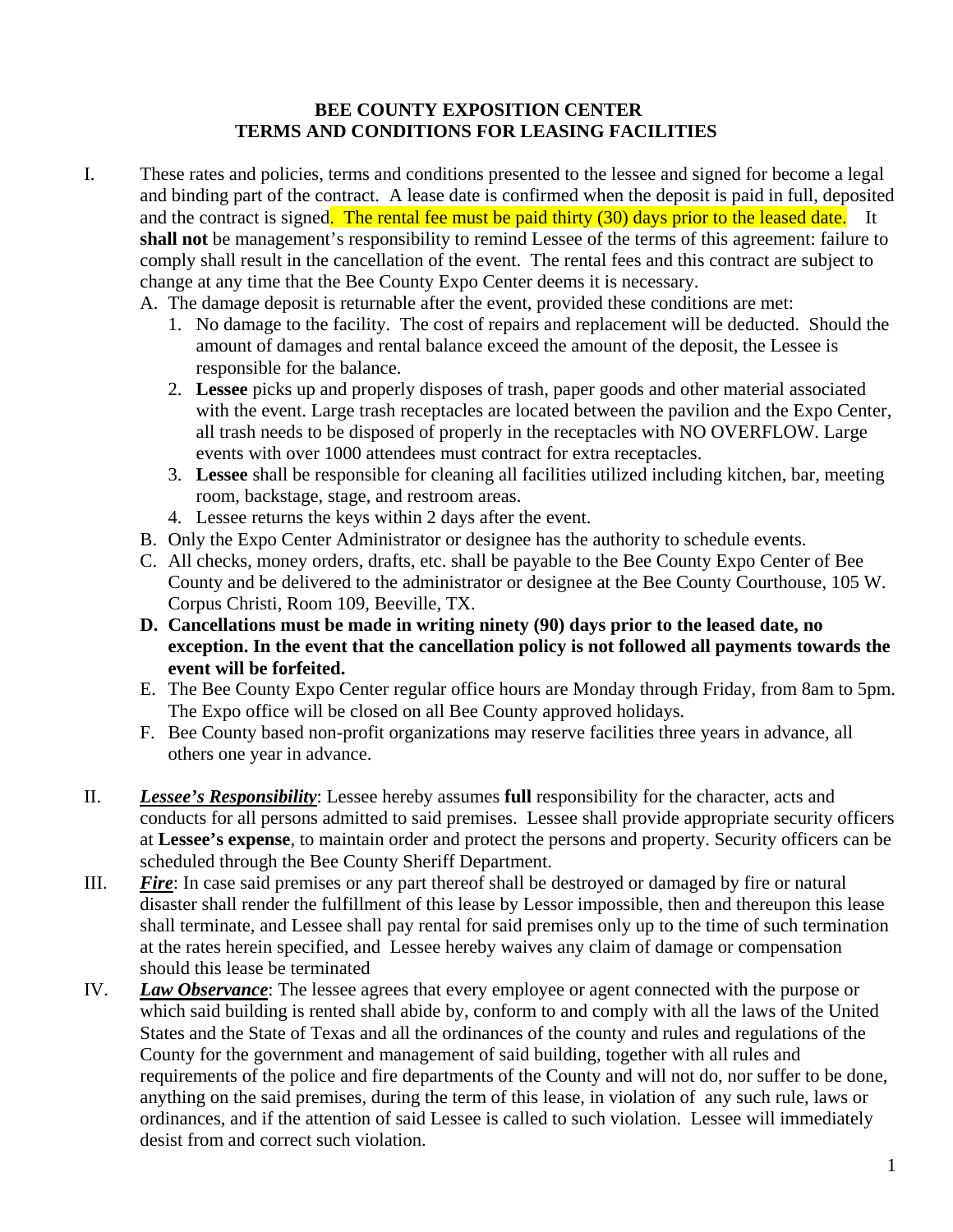# BEE COUNTY EXPOSITION CENTER
# TERMS AND CONDITIONS FOR LEASING FACILITIES

I. These rates and policies, terms and conditions presented to the lessee and signed for become a legal and binding part of the contract. A lease date is confirmed when the deposit is paid in full, deposited and the contract is signed. The rental fee must be paid thirty (30) days prior to the leased date. It **shall not** be management's responsibility to remind Lessee of the terms of this agreement: failure to comply shall result in the cancellation of the event. The rental fees and this contract are subject to change at any time that the Bee County Expo Center deems it is necessary.

   A. The damage deposit is returnable after the event, provided these conditions are met:
      1. No damage to the facility. The cost of repairs and replacement will be deducted. Should the amount of damages and rental balance exceed the amount of the deposit, the Lessee is responsible for the balance.
      2. **Lessee** picks up and properly disposes of trash, paper goods and other material associated with the event. Large trash receptacles are located between the pavilion and the Expo Center, all trash needs to be disposed of properly in the receptacles with NO OVERFLOW. Large events with over 1000 attendees must contract for extra receptacles.
      3. **Lessee** shall be responsible for cleaning all facilities utilized including kitchen, bar, meeting room, backstage, stage, and restroom areas.
      4. Lessee returns the keys within 2 days after the event.

   B. Only the Expo Center Administrator or designee has the authority to schedule events.

   C. All checks, money orders, drafts, etc. shall be payable to the Bee County Expo Center of Bee County and be delivered to the administrator or designee at the Bee County Courthouse, 105 W. Corpus Christi, Room 109, Beeville, TX.

   **D. Cancellations must be made in writing ninety (90) days prior to the leased date, no exception. In the event that the cancellation policy is not followed all payments towards the event will be forfeited.**

   E. The Bee County Expo Center regular office hours are Monday through Friday, from 8am to 5pm. The Expo office will be closed on all Bee County approved holidays.

   F. Bee County based non-profit organizations may reserve facilities three years in advance, all others one year in advance.

II. ***Lessee's Responsibility***: Lessee hereby assumes **full** responsibility for the character, acts and conducts for all persons admitted to said premises. Lessee shall provide appropriate security officers at **Lessee's expense**, to maintain order and protect the persons and property. Security officers can be scheduled through the Bee County Sheriff Department.

III. ***Fire***: In case said premises or any part thereof shall be destroyed or damaged by fire or natural disaster shall render the fulfillment of this lease by Lessor impossible, then and thereupon this lease shall terminate, and Lessee shall pay rental for said premises only up to the time of such termination at the rates herein specified, and Lessee hereby waives any claim of damage or compensation should this lease be terminated

IV. ***Law Observance***: The lessee agrees that every employee or agent connected with the purpose or which said building is rented shall abide by, conform to and comply with all the laws of the United States and the State of Texas and all the ordinances of the county and rules and regulations of the County for the government and management of said building, together with all rules and requirements of the police and fire departments of the County and will not do, nor suffer to be done, anything on the said premises, during the term of this lease, in violation of any such rule, laws or ordinances, and if the attention of said Lessee is called to such violation. Lessee will immediately desist from and correct such violation.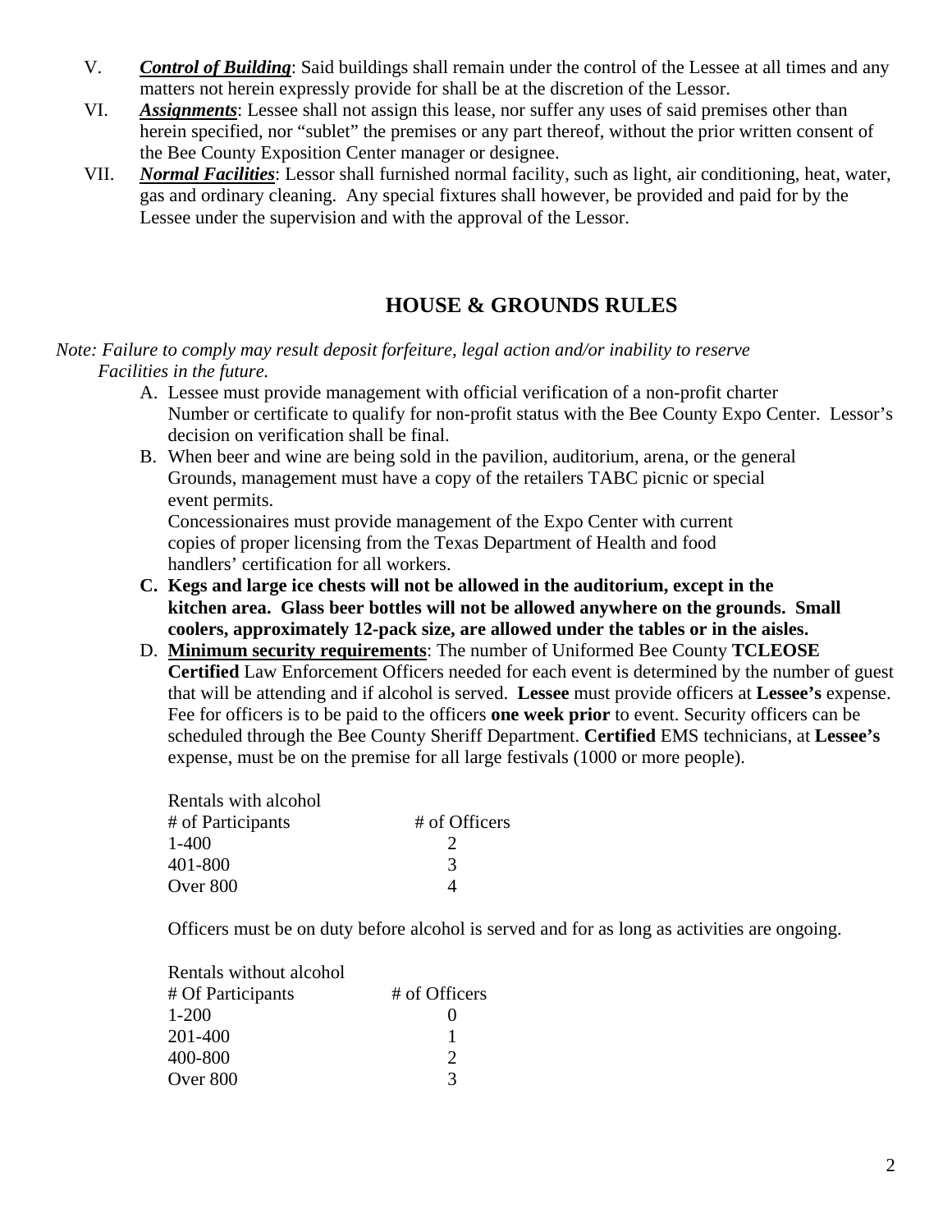V. ***Control of Building***: Said buildings shall remain under the control of the Lessee at all times and any matters not herein expressly provide for shall be at the discretion of the Lessor.

VI. ***Assignments***: Lessee shall not assign this lease, nor suffer any uses of said premises other than herein specified, nor "sublet" the premises or any part thereof, without the prior written consent of the Bee County Exposition Center manager or designee.

VII. ***Normal Facilities***: Lessor shall furnished normal facility, such as light, air conditioning, heat, water, gas and ordinary cleaning. Any special fixtures shall however, be provided and paid for by the Lessee under the supervision and with the approval of the Lessor.

## HOUSE & GROUNDS RULES

*Note: Failure to comply may result deposit forfeiture, legal action and/or inability to reserve Facilities in the future.*

A. Lessee must provide management with official verification of a non-profit charter Number or certificate to qualify for non-profit status with the Bee County Expo Center. Lessor's decision on verification shall be final.

B. When beer and wine are being sold in the pavilion, auditorium, arena, or the general Grounds, management must have a copy of the retailers TABC picnic or special event permits.
Concessionaires must provide management of the Expo Center with current copies of proper licensing from the Texas Department of Health and food handlers' certification for all workers.

**C. Kegs and large ice chests will not be allowed in the auditorium, except in the kitchen area. Glass beer bottles will not be allowed anywhere on the grounds. Small coolers, approximately 12-pack size, are allowed under the tables or in the aisles.**

D. **Minimum security requirements**: The number of Uniformed Bee County **TCLEOSE Certified** Law Enforcement Officers needed for each event is determined by the number of guest that will be attending and if alcohol is served. **Lessee** must provide officers at **Lessee's** expense. Fee for officers is to be paid to the officers **one week prior** to event. Security officers can be scheduled through the Bee County Sheriff Department. **Certified** EMS technicians, at **Lessee's** expense, must be on the premise for all large festivals (1000 or more people).

Rentals with alcohol

| # of Participants | # of Officers |
|---|---|
| 1-400 | 2 |
| 401-800 | 3 |
| Over 800 | 4 |

Officers must be on duty before alcohol is served and for as long as activities are ongoing.

Rentals without alcohol

| # Of Participants | # of Officers |
|---|---|
| 1-200 | 0 |
| 201-400 | 1 |
| 400-800 | 2 |
| Over 800 | 3 |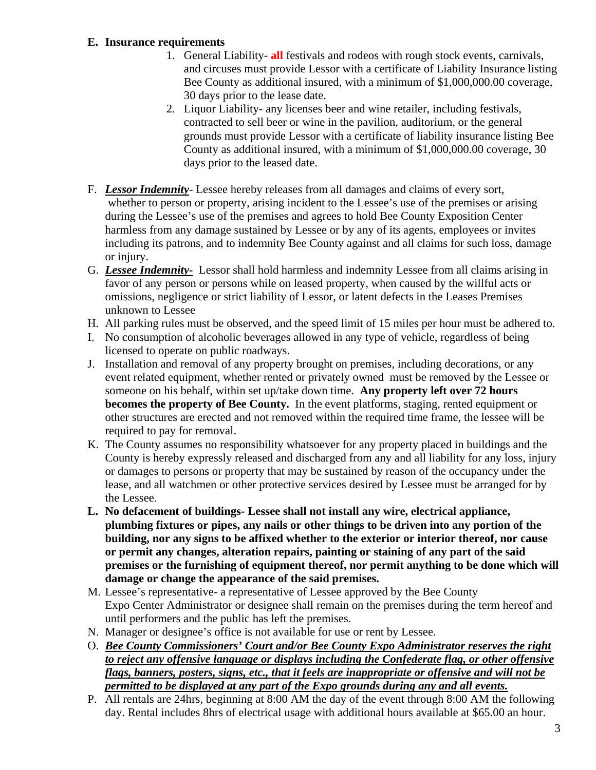**E. Insurance requirements**

1. General Liability- **all** festivals and rodeos with rough stock events, carnivals, and circuses must provide Lessor with a certificate of Liability Insurance listing Bee County as additional insured, with a minimum of $1,000,000.00 coverage, 30 days prior to the lease date.
2. Liquor Liability- any licenses beer and wine retailer, including festivals, contracted to sell beer or wine in the pavilion, auditorium, or the general grounds must provide Lessor with a certificate of liability insurance listing Bee County as additional insured, with a minimum of $1,000,000.00 coverage, 30 days prior to the leased date.

F. ***Lessor Indemnity***- Lessee hereby releases from all damages and claims of every sort, whether to person or property, arising incident to the Lessee's use of the premises or arising during the Lessee's use of the premises and agrees to hold Bee County Exposition Center harmless from any damage sustained by Lessee or by any of its agents, employees or invites including its patrons, and to indemnity Bee County against and all claims for such loss, damage or injury.

G. ***Lessee Indemnity-*** Lessor shall hold harmless and indemnity Lessee from all claims arising in favor of any person or persons while on leased property, when caused by the willful acts or omissions, negligence or strict liability of Lessor, or latent defects in the Leases Premises unknown to Lessee

H. All parking rules must be observed, and the speed limit of 15 miles per hour must be adhered to.

I. No consumption of alcoholic beverages allowed in any type of vehicle, regardless of being licensed to operate on public roadways.

J. Installation and removal of any property brought on premises, including decorations, or any event related equipment, whether rented or privately owned must be removed by the Lessee or someone on his behalf, within set up/take down time. **Any property left over 72 hours becomes the property of Bee County.** In the event platforms, staging, rented equipment or other structures are erected and not removed within the required time frame, the lessee will be required to pay for removal.

K. The County assumes no responsibility whatsoever for any property placed in buildings and the County is hereby expressly released and discharged from any and all liability for any loss, injury or damages to persons or property that may be sustained by reason of the occupancy under the lease, and all watchmen or other protective services desired by Lessee must be arranged for by the Lessee.

**L. No defacement of buildings- Lessee shall not install any wire, electrical appliance, plumbing fixtures or pipes, any nails or other things to be driven into any portion of the building, nor any signs to be affixed whether to the exterior or interior thereof, nor cause or permit any changes, alteration repairs, painting or staining of any part of the said premises or the furnishing of equipment thereof, nor permit anything to be done which will damage or change the appearance of the said premises.**

M. Lessee's representative- a representative of Lessee approved by the Bee County Expo Center Administrator or designee shall remain on the premises during the term hereof and until performers and the public has left the premises.

N. Manager or designee's office is not available for use or rent by Lessee.

O. ***Bee County Commissioners' Court and/or Bee County Expo Administrator reserves the right to reject any offensive language or displays including the Confederate flag, or other offensive flags, banners, posters, signs, etc., that it feels are inappropriate or offensive and will not be permitted to be displayed at any part of the Expo grounds during any and all events.***

P. All rentals are 24hrs, beginning at 8:00 AM the day of the event through 8:00 AM the following day. Rental includes 8hrs of electrical usage with additional hours available at $65.00 an hour.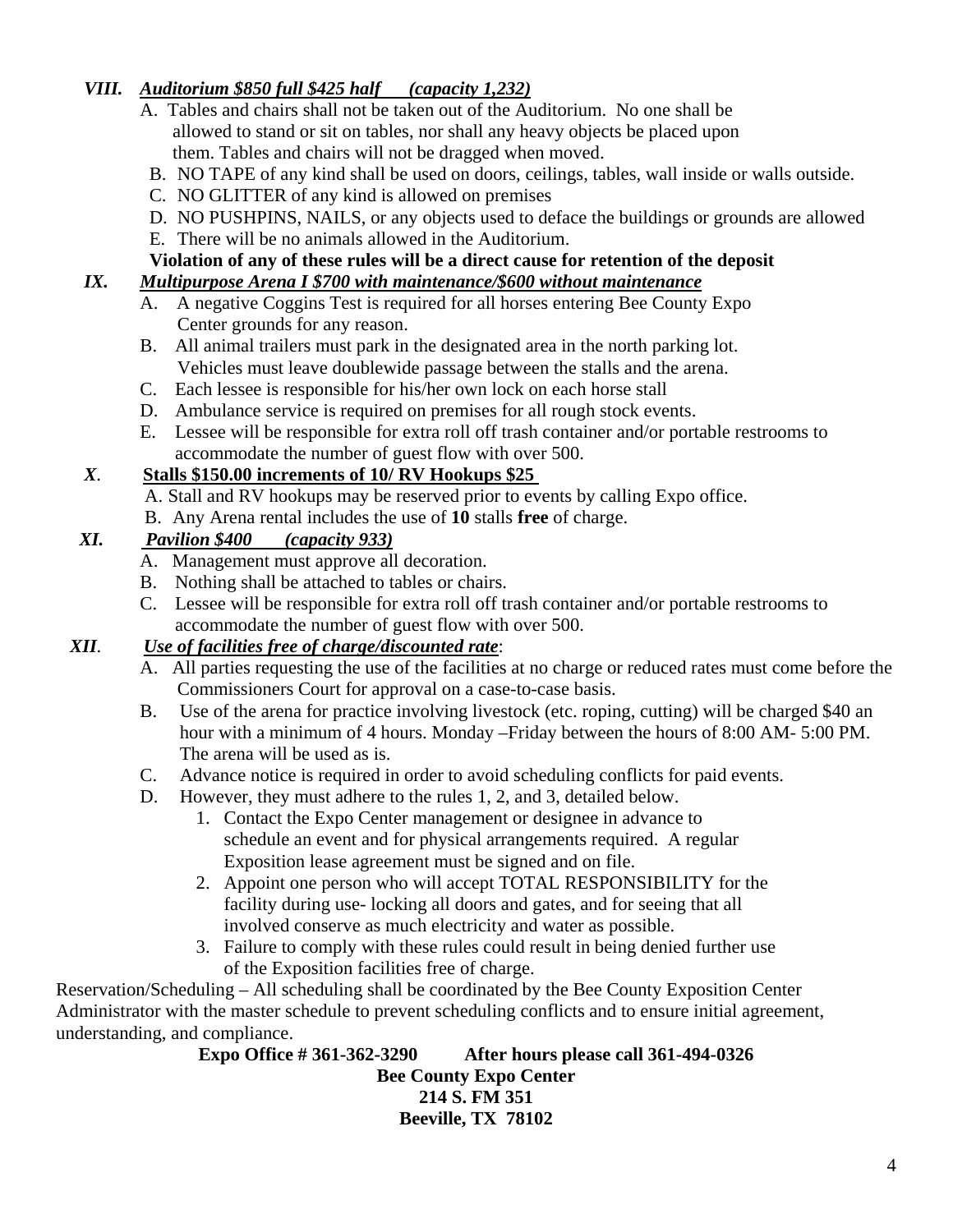### VIII. ***Auditorium $850 full $425 half (capacity 1,232)***

A. Tables and chairs shall not be taken out of the Auditorium. No one shall be allowed to stand or sit on tables, nor shall any heavy objects be placed upon them. Tables and chairs will not be dragged when moved.

B. NO TAPE of any kind shall be used on doors, ceilings, tables, wall inside or walls outside.

C. NO GLITTER of any kind is allowed on premises

D. NO PUSHPINS, NAILS, or any objects used to deface the buildings or grounds are allowed

E. There will be no animals allowed in the Auditorium.

**Violation of any of these rules will be a direct cause for retention of the deposit**

### IX. ***Multipurpose Arena I $700 with maintenance/$600 without maintenance***

A. A negative Coggins Test is required for all horses entering Bee County Expo Center grounds for any reason.

B. All animal trailers must park in the designated area in the north parking lot. Vehicles must leave doublewide passage between the stalls and the arena.

C. Each lessee is responsible for his/her own lock on each horse stall

D. Ambulance service is required on premises for all rough stock events.

E. Lessee will be responsible for extra roll off trash container and/or portable restrooms to accommodate the number of guest flow with over 500.

### *X*. **Stalls $150.00 increments of 10/ RV Hookups $25**

A. Stall and RV hookups may be reserved prior to events by calling Expo office.

B. Any Arena rental includes the use of **10** stalls **free** of charge.

### XI. ***Pavilion $400 (capacity 933)***

A. Management must approve all decoration.

B. Nothing shall be attached to tables or chairs.

C. Lessee will be responsible for extra roll off trash container and/or portable restrooms to accommodate the number of guest flow with over 500.

### XII. ***Use of facilities free of charge/discounted rate***:

A. All parties requesting the use of the facilities at no charge or reduced rates must come before the Commissioners Court for approval on a case-to-case basis.

B. Use of the arena for practice involving livestock (etc. roping, cutting) will be charged $40 an hour with a minimum of 4 hours. Monday –Friday between the hours of 8:00 AM- 5:00 PM. The arena will be used as is.

C. Advance notice is required in order to avoid scheduling conflicts for paid events.

D. However, they must adhere to the rules 1, 2, and 3, detailed below.

1. Contact the Expo Center management or designee in advance to schedule an event and for physical arrangements required. A regular Exposition lease agreement must be signed and on file.
2. Appoint one person who will accept TOTAL RESPONSIBILITY for the facility during use- locking all doors and gates, and for seeing that all involved conserve as much electricity and water as possible.
3. Failure to comply with these rules could result in being denied further use of the Exposition facilities free of charge.

Reservation/Scheduling – All scheduling shall be coordinated by the Bee County Exposition Center Administrator with the master schedule to prevent scheduling conflicts and to ensure initial agreement, understanding, and compliance.

**Expo Office # 361-362-3290 After hours please call 361-494-0326**

**Bee County Expo Center**

**214 S. FM 351**

**Beeville, TX 78102**